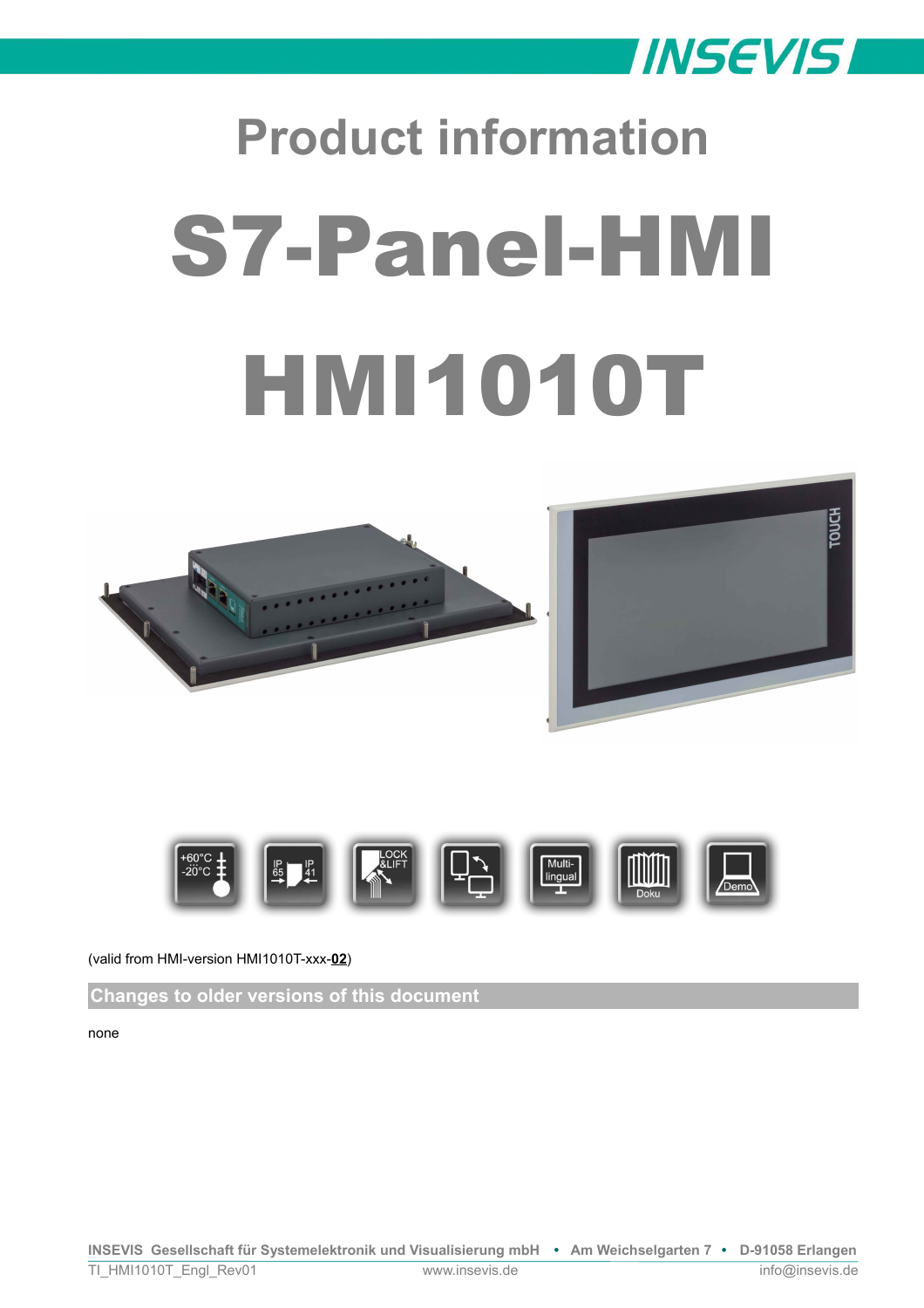# Product information

# S7-Panel-HMI

# HMI1010T

(valid from HMI-version HMI1010T-xxx-**02**)

## Changes to older versions of this document

none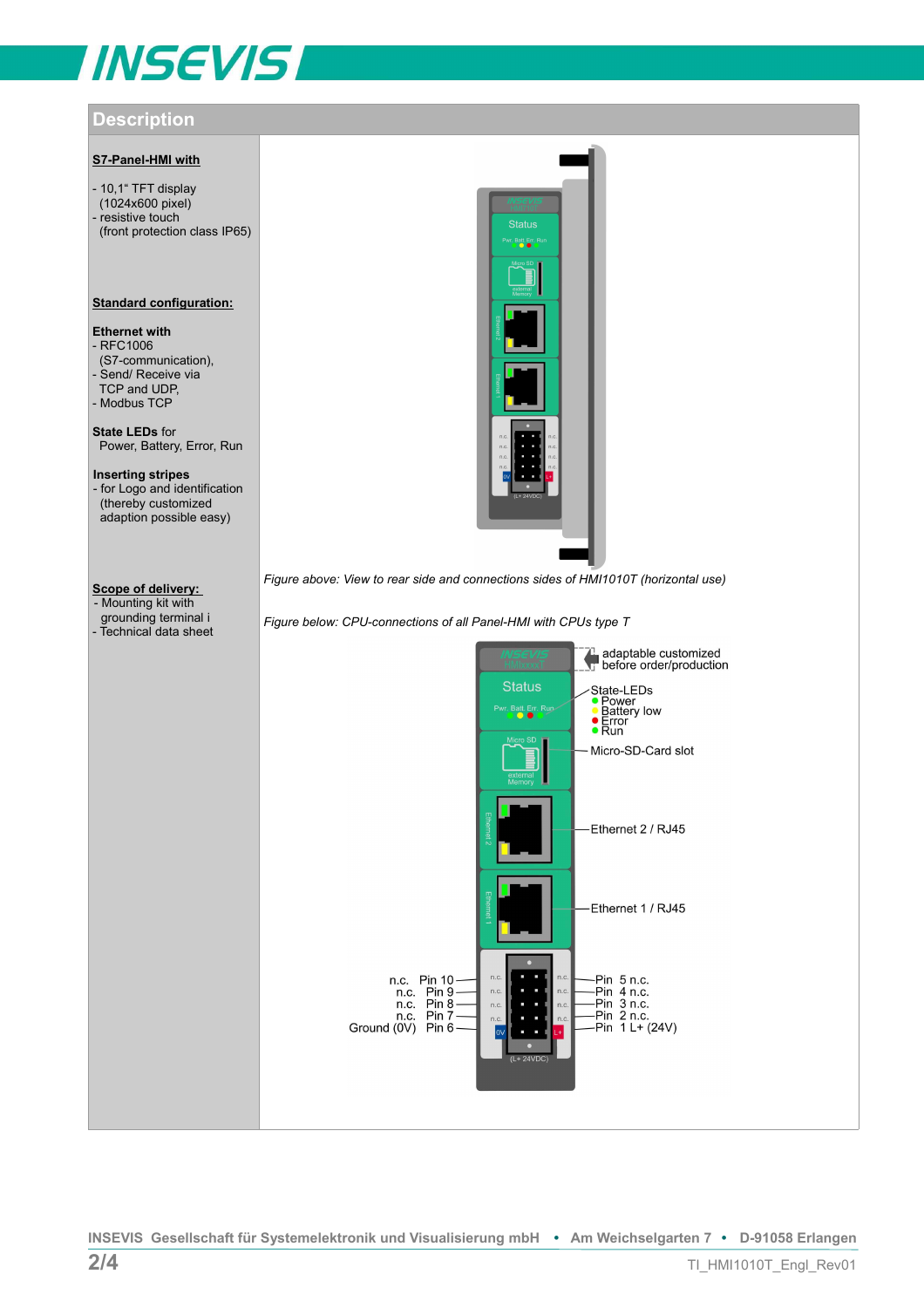## Description

**S7-Panel-HMI with**

- 10,1" TFT display (1024x600 pixel)
- resistive touch (front protection class IP65)

**Standard configuration:**

**Ethernet with**
- RFC1006 (S7-communication),
- Send/ Receive via TCP and UDP,
- Modbus TCP

**State LEDs** for Power, Battery, Error, Run

**Inserting stripes**
- for Logo and identification (thereby customized adaption possible easy)

**Scope of delivery:**
- Mounting kit with grounding terminal i
- Technical data sheet

*Figure above: View to rear side and connections sides of HMI1010T (horizontal use)*

*Figure below: CPU-connections of all Panel-HMI with CPUs type T*

adaptable customized before order/production

State-LEDs
- Power
- Battery low
- Error
- Run

Micro-SD-Card slot

Ethernet 2 / RJ45

Ethernet 1 / RJ45

| | | | |
|---|---|---|---|
| n.c. | Pin 10 | Pin 5 | n.c. |
| n.c. | Pin 9 | Pin 4 | n.c. |
| n.c. | Pin 8 | Pin 3 | n.c. |
| n.c. | Pin 7 | Pin 2 | n.c. |
| Ground (0V) | Pin 6 | Pin 1 | L+ (24V) |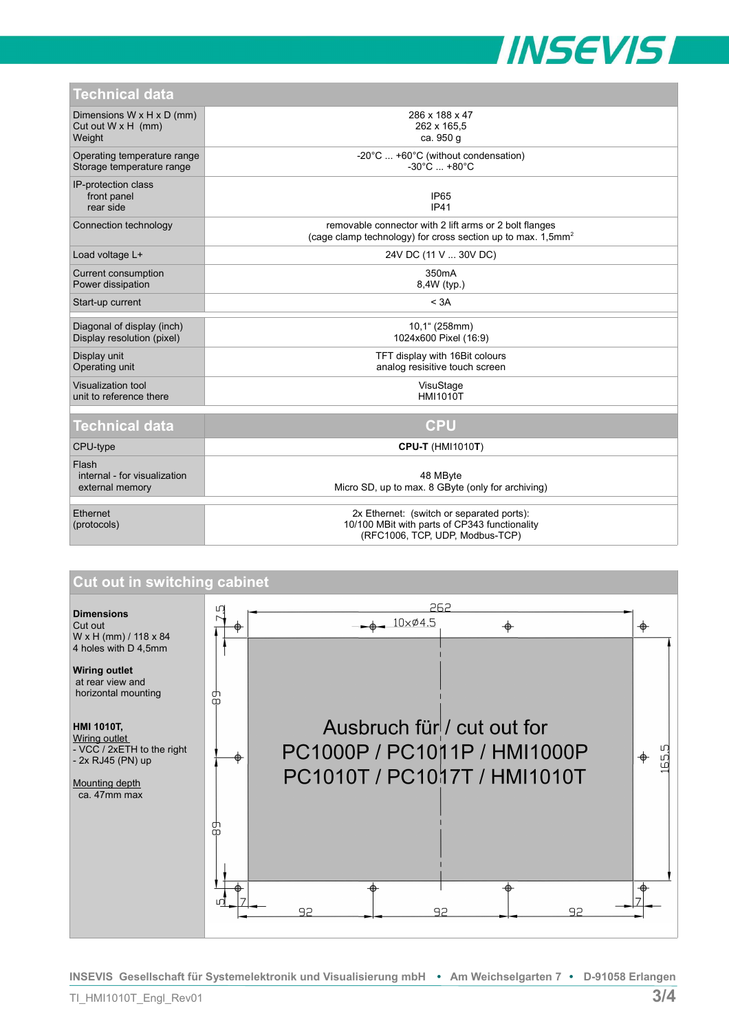## Technical data

| | |
|---|---|
| Dimensions W x H x D (mm)<br>Cut out W x H (mm)<br>Weight | 286 x 188 x 47<br>262 x 165,5<br>ca. 950 g |
| Operating temperature range<br>Storage temperature range | -20°C ... +60°C (without condensation)<br>-30°C ... +80°C |
| IP-protection class<br>front panel<br>rear side | <br>IP65<br>IP41 |
| Connection technology | removable connector with 2 lift arms or 2 bolt flanges<br>(cage clamp technology) for cross section up to max. 1,5mm² |
| Load voltage L+ | 24V DC (11 V ... 30V DC) |
| Current consumption<br>Power dissipation | 350mA<br>8,4W (typ.) |
| Start-up current | < 3A |
| Diagonal of display (inch)<br>Display resolution (pixel) | 10,1“ (258mm)<br>1024x600 Pixel (16:9) |
| Display unit<br>Operating unit | TFT display with 16Bit colours<br>analog resisitive touch screen |
| Visualization tool<br>unit to reference there | VisuStage<br>HMI1010T |

| Technical data | CPU |
|---|---|
| CPU-type | **CPU-T** (HMI1010**T**) |
| Flash<br>internal - for visualization<br>external memory | <br>48 MByte<br>Micro SD, up to max. 8 GByte (only for archiving) |
| Ethernet<br>(protocols) | 2x Ethernet: (switch or separated ports):<br>10/100 MBit with parts of CP343 functionality<br>(RFC1006, TCP, UDP, Modbus-TCP) |

## Cut out in switching cabinet

**Dimensions**
Cut out
W x H (mm) / 118 x 84
4 holes with D 4,5mm

**Wiring outlet**
at rear view and
horizontal mounting

**HMI 1010T,**
Wiring outlet
- VCC / 2xETH to the right
- 2x RJ45 (PN) up

Mounting depth
ca. 47mm max

262
10xØ4.5
7.5
89
89
5
7
7
165.5
92
92
92

Ausbruch für / cut out for
PC1000P / PC1011P / HMI1000P
PC1010T / PC1017T / HMI1010T

INSEVIS Gesellschaft für Systemelektronik und Visualisierung mbH • Am Weichselgarten 7 • D-91058 Erlangen

TI_HMI1010T_Engl_Rev01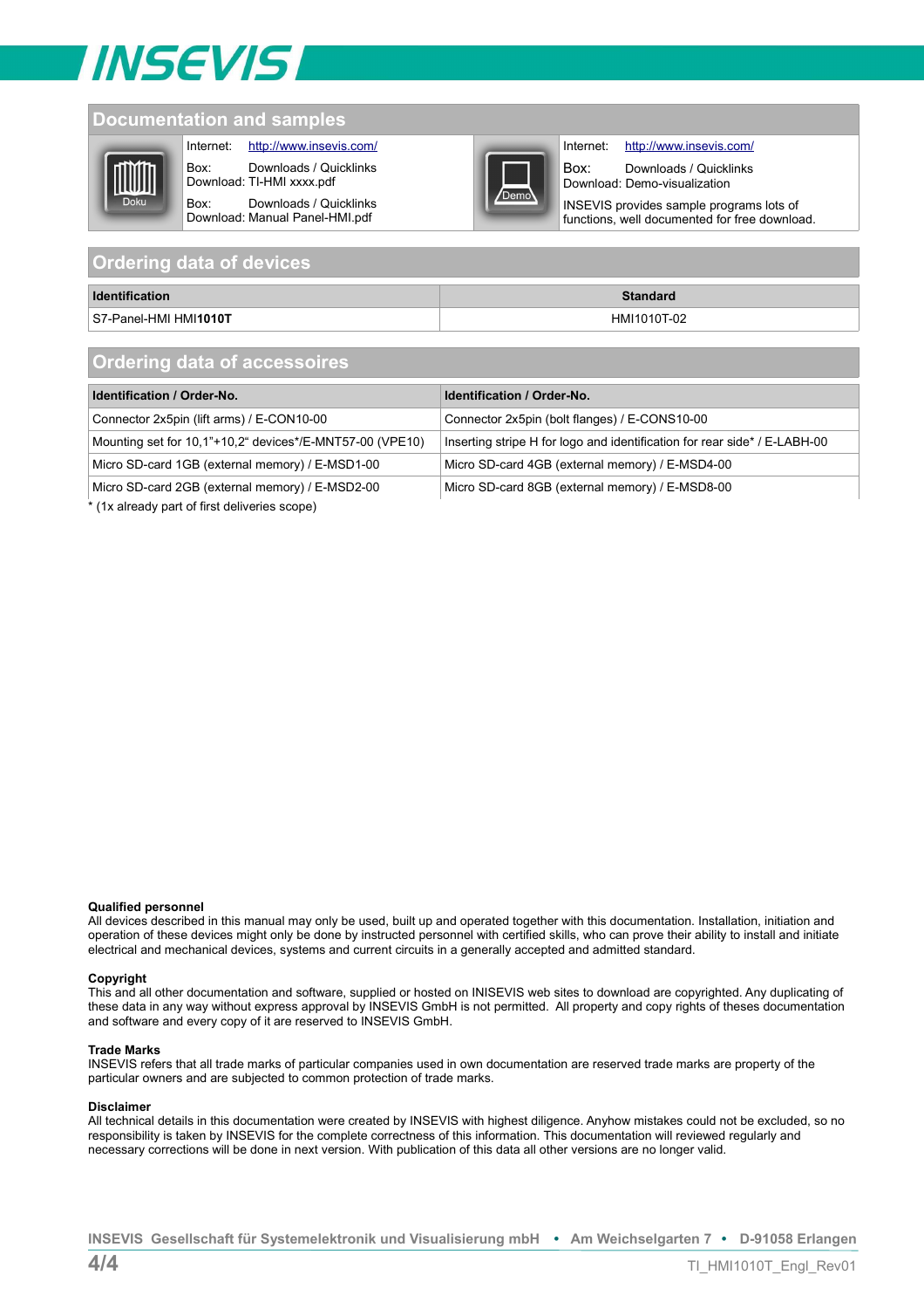## Documentation and samples

| | | | |
|---|---|---|---|
| Doku | Internet: http://www.insevis.com/<br>Box: Downloads / Quicklinks<br>Download: TI-HMI xxxx.pdf<br>Box: Downloads / Quicklinks<br>Download: Manual Panel-HMI.pdf | Demo | Internet: http://www.insevis.com/<br>Box: Downloads / Quicklinks<br>Download: Demo-visualization<br>INSEVIS provides sample programs lots of functions, well documented for free download. |

## Ordering data of devices

| Identification | Standard |
|---|---|
| S7-Panel-HMI HMI**1010T** | HMI1010T-02 |

## Ordering data of accessoires

| Identification / Order-No. | Identification / Order-No. |
|---|---|
| Connector 2x5pin (lift arms) / E-CON10-00 | Connector 2x5pin (bolt flanges) / E-CONS10-00 |
| Mounting set for 10,1"+10,2" devices*/E-MNT57-00 (VPE10) | Inserting stripe H for logo and identification for rear side* / E-LABH-00 |
| Micro SD-card 1GB (external memory) / E-MSD1-00 | Micro SD-card 4GB (external memory) / E-MSD4-00 |
| Micro SD-card 2GB (external memory) / E-MSD2-00 | Micro SD-card 8GB (external memory) / E-MSD8-00 |

* (1x already part of first deliveries scope)

**Qualified personnel**
All devices described in this manual may only be used, built up and operated together with this documentation. Installation, initiation and operation of these devices might only be done by instructed personnel with certified skills, who can prove their ability to install and initiate electrical and mechanical devices, systems and current circuits in a generally accepted and admitted standard.

**Copyright**
This and all other documentation and software, supplied or hosted on INISEVIS web sites to download are copyrighted. Any duplicating of these data in any way without express approval by INSEVIS GmbH is not permitted. All property and copy rights of theses documentation and software and every copy of it are reserved to INSEVIS GmbH.

**Trade Marks**
INSEVIS refers that all trade marks of particular companies used in own documentation are reserved trade marks are property of the particular owners and are subjected to common protection of trade marks.

**Disclaimer**
All technical details in this documentation were created by INSEVIS with highest diligence. Anyhow mistakes could not be excluded, so no responsibility is taken by INSEVIS for the complete correctness of this information. This documentation will reviewed regularly and necessary corrections will be done in next version. With publication of this data all other versions are no longer valid.

INSEVIS Gesellschaft für Systemelektronik und Visualisierung mbH • Am Weichselgarten 7 • D-91058 Erlangen